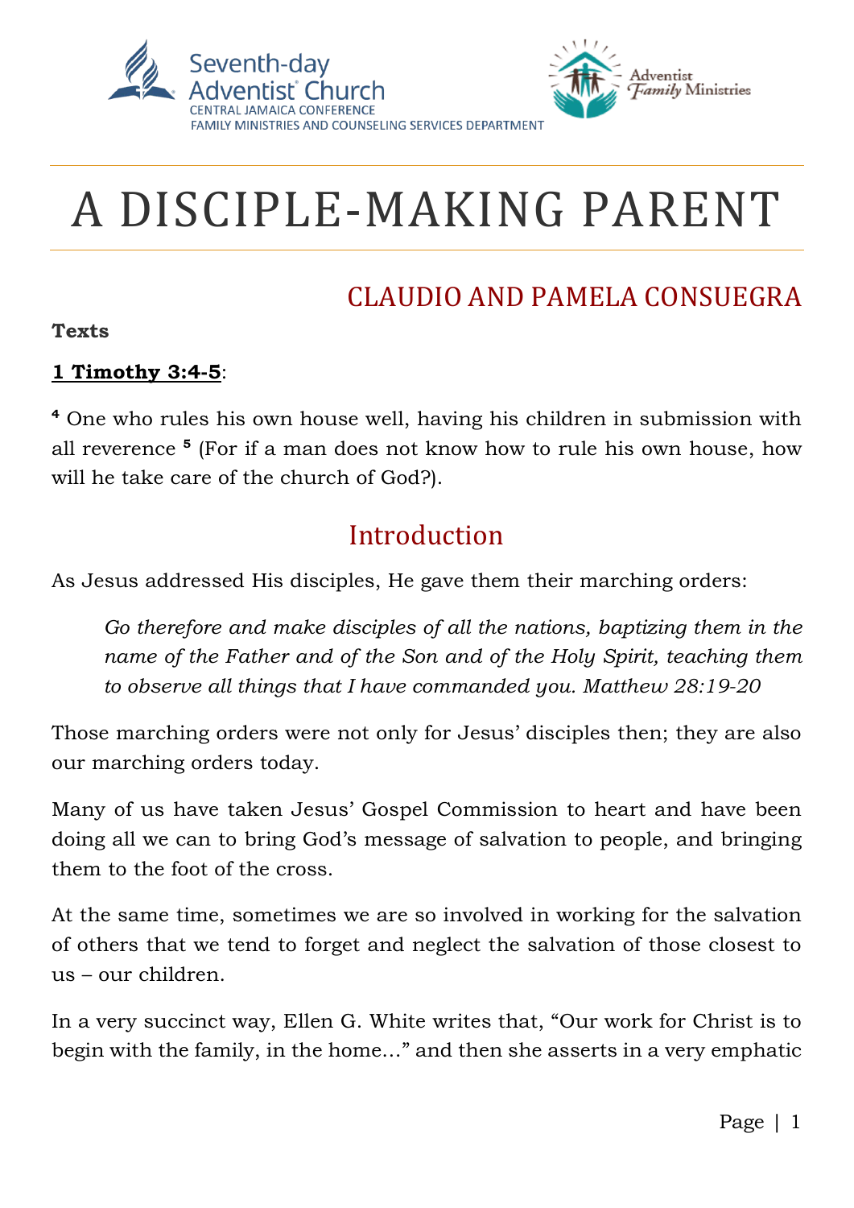Seventh-day Adventist Church
CENTRAL JAMAICA CONFERENCE
FAMILY MINISTRIES AND COUNSELING SERVICES DEPARTMENT

Adventist Family Ministries

# A DISCIPLE-MAKING PARENT

## CLAUDIO AND PAMELA CONSUEGRA

**Texts**

**1 Timothy 3:4-5**:

[4] One who rules his own house well, having his children in submission with all reverence [5] (For if a man does not know how to rule his own house, how will he take care of the church of God?).

## Introduction

As Jesus addressed His disciples, He gave them their marching orders:

> *Go therefore and make disciples of all the nations, baptizing them in the name of the Father and of the Son and of the Holy Spirit, teaching them to observe all things that I have commanded you. Matthew 28:19-20*

Those marching orders were not only for Jesus' disciples then; they are also our marching orders today.

Many of us have taken Jesus' Gospel Commission to heart and have been doing all we can to bring God's message of salvation to people, and bringing them to the foot of the cross.

At the same time, sometimes we are so involved in working for the salvation of others that we tend to forget and neglect the salvation of those closest to us – our children.

In a very succinct way, Ellen G. White writes that, "Our work for Christ is to begin with the family, in the home…" and then she asserts in a very emphatic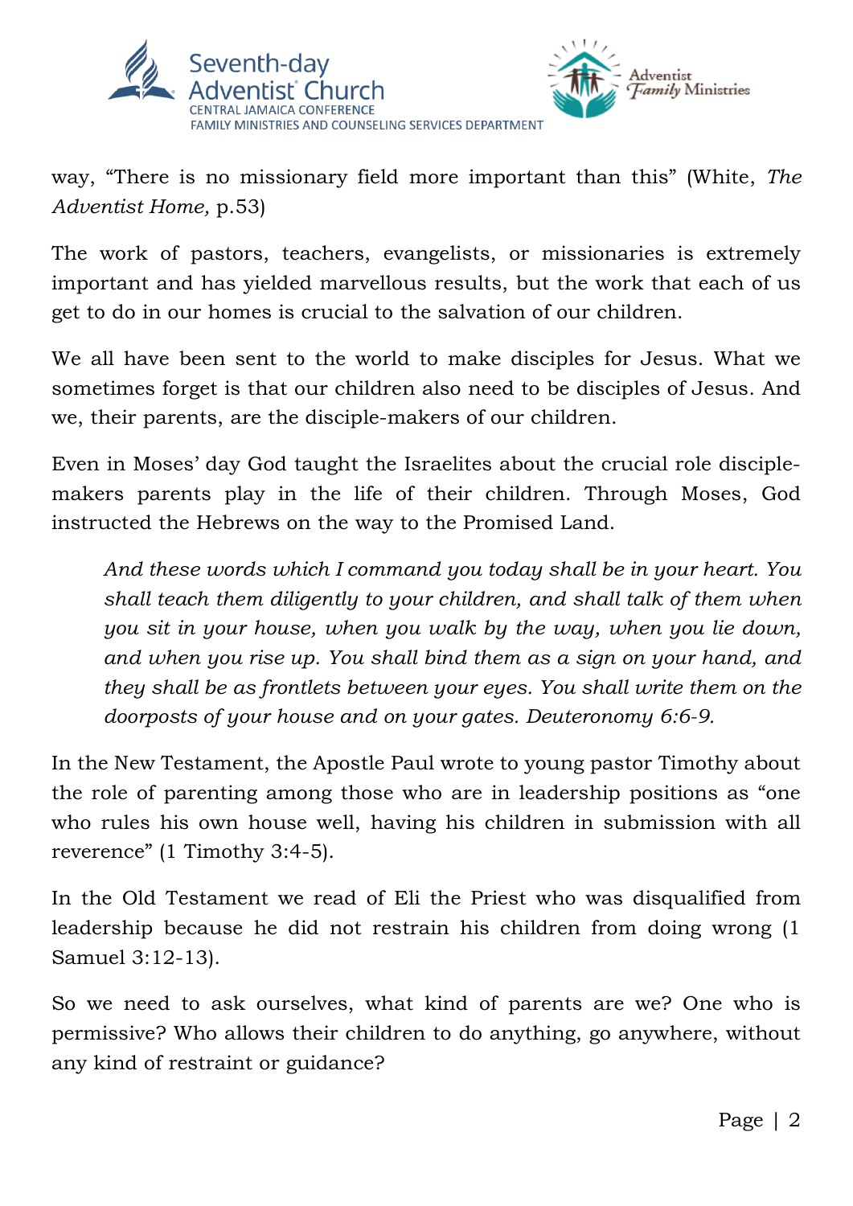way, "There is no missionary field more important than this" (White, *The Adventist Home,* p.53)

The work of pastors, teachers, evangelists, or missionaries is extremely important and has yielded marvellous results, but the work that each of us get to do in our homes is crucial to the salvation of our children.

We all have been sent to the world to make disciples for Jesus. What we sometimes forget is that our children also need to be disciples of Jesus. And we, their parents, are the disciple-makers of our children.

Even in Moses' day God taught the Israelites about the crucial role disciple-makers parents play in the life of their children. Through Moses, God instructed the Hebrews on the way to the Promised Land.

> *And these words which I command you today shall be in your heart. You shall teach them diligently to your children, and shall talk of them when you sit in your house, when you walk by the way, when you lie down, and when you rise up. You shall bind them as a sign on your hand, and they shall be as frontlets between your eyes. You shall write them on the doorposts of your house and on your gates. Deuteronomy 6:6-9.*

In the New Testament, the Apostle Paul wrote to young pastor Timothy about the role of parenting among those who are in leadership positions as "one who rules his own house well, having his children in submission with all reverence" (1 Timothy 3:4-5).

In the Old Testament we read of Eli the Priest who was disqualified from leadership because he did not restrain his children from doing wrong (1 Samuel 3:12-13).

So we need to ask ourselves, what kind of parents are we? One who is permissive? Who allows their children to do anything, go anywhere, without any kind of restraint or guidance?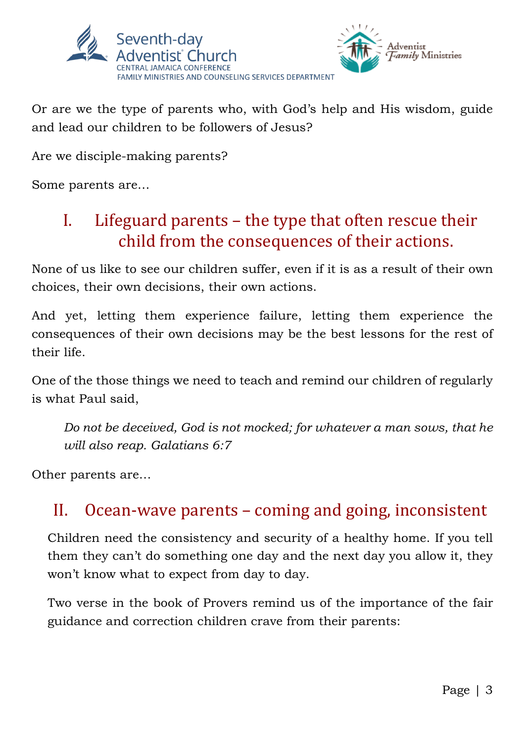Or are we the type of parents who, with God's help and His wisdom, guide and lead our children to be followers of Jesus?

Are we disciple-making parents?

Some parents are…

## I. Lifeguard parents – the type that often rescue their child from the consequences of their actions.

None of us like to see our children suffer, even if it is as a result of their own choices, their own decisions, their own actions.

And yet, letting them experience failure, letting them experience the consequences of their own decisions may be the best lessons for the rest of their life.

One of the those things we need to teach and remind our children of regularly is what Paul said,

> *Do not be deceived, God is not mocked; for whatever a man sows, that he will also reap. Galatians 6:7*

Other parents are…

## II. Ocean-wave parents – coming and going, inconsistent

Children need the consistency and security of a healthy home. If you tell them they can't do something one day and the next day you allow it, they won't know what to expect from day to day.

Two verse in the book of Provers remind us of the importance of the fair guidance and correction children crave from their parents: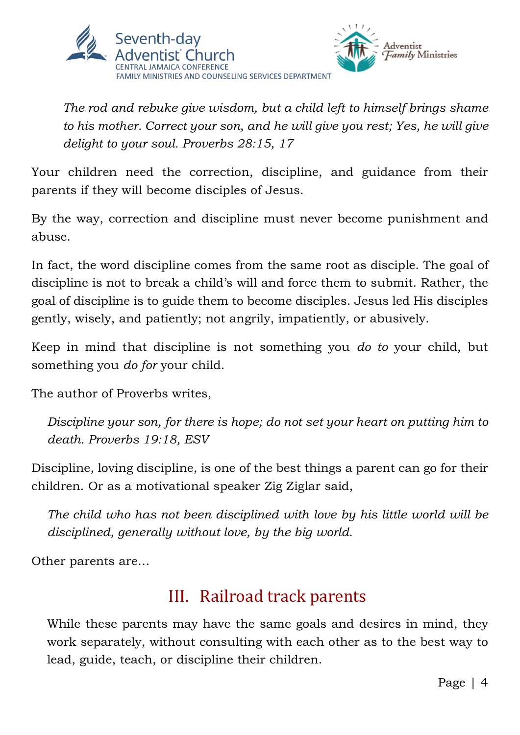*The rod and rebuke give wisdom, but a child left to himself brings shame to his mother. Correct your son, and he will give you rest; Yes, he will give delight to your soul. Proverbs 28:15, 17*

Your children need the correction, discipline, and guidance from their parents if they will become disciples of Jesus.

By the way, correction and discipline must never become punishment and abuse.

In fact, the word discipline comes from the same root as disciple. The goal of discipline is not to break a child's will and force them to submit. Rather, the goal of discipline is to guide them to become disciples. Jesus led His disciples gently, wisely, and patiently; not angrily, impatiently, or abusively.

Keep in mind that discipline is not something you *do to* your child, but something you *do for* your child.

The author of Proverbs writes,

*Discipline your son, for there is hope; do not set your heart on putting him to death. Proverbs 19:18, ESV*

Discipline, loving discipline, is one of the best things a parent can go for their children. Or as a motivational speaker Zig Ziglar said,

*The child who has not been disciplined with love by his little world will be disciplined, generally without love, by the big world.*

Other parents are…

## III. Railroad track parents

While these parents may have the same goals and desires in mind, they work separately, without consulting with each other as to the best way to lead, guide, teach, or discipline their children.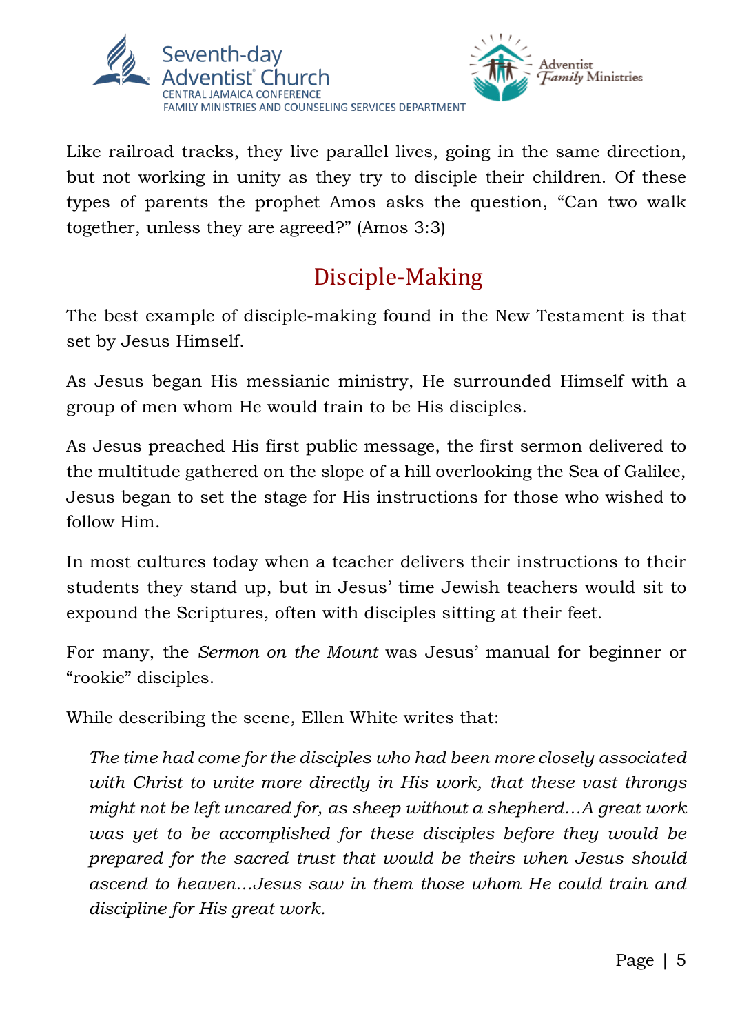Like railroad tracks, they live parallel lives, going in the same direction, but not working in unity as they try to disciple their children. Of these types of parents the prophet Amos asks the question, "Can two walk together, unless they are agreed?" (Amos 3:3)

## Disciple-Making

The best example of disciple-making found in the New Testament is that set by Jesus Himself.

As Jesus began His messianic ministry, He surrounded Himself with a group of men whom He would train to be His disciples.

As Jesus preached His first public message, the first sermon delivered to the multitude gathered on the slope of a hill overlooking the Sea of Galilee, Jesus began to set the stage for His instructions for those who wished to follow Him.

In most cultures today when a teacher delivers their instructions to their students they stand up, but in Jesus' time Jewish teachers would sit to expound the Scriptures, often with disciples sitting at their feet.

For many, the *Sermon on the Mount* was Jesus' manual for beginner or "rookie" disciples.

While describing the scene, Ellen White writes that:

> *The time had come for the disciples who had been more closely associated with Christ to unite more directly in His work, that these vast throngs might not be left uncared for, as sheep without a shepherd…A great work was yet to be accomplished for these disciples before they would be prepared for the sacred trust that would be theirs when Jesus should ascend to heaven…Jesus saw in them those whom He could train and discipline for His great work.*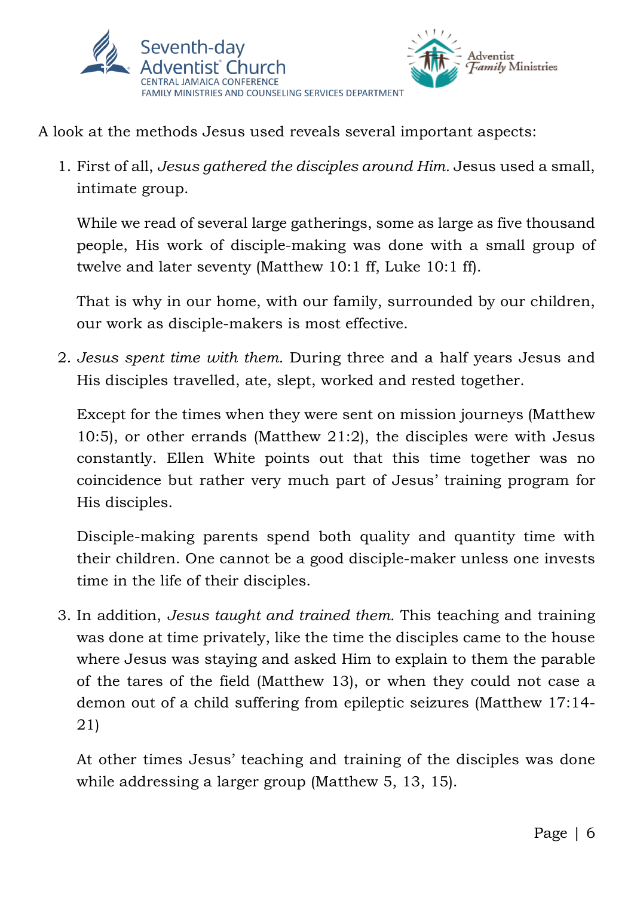A look at the methods Jesus used reveals several important aspects:

1. First of all, *Jesus gathered the disciples around Him.* Jesus used a small, intimate group.

   While we read of several large gatherings, some as large as five thousand people, His work of disciple-making was done with a small group of twelve and later seventy (Matthew 10:1 ff, Luke 10:1 ff).

   That is why in our home, with our family, surrounded by our children, our work as disciple-makers is most effective.

2. *Jesus spent time with them.* During three and a half years Jesus and His disciples travelled, ate, slept, worked and rested together.

   Except for the times when they were sent on mission journeys (Matthew 10:5), or other errands (Matthew 21:2), the disciples were with Jesus constantly. Ellen White points out that this time together was no coincidence but rather very much part of Jesus' training program for His disciples.

   Disciple-making parents spend both quality and quantity time with their children. One cannot be a good disciple-maker unless one invests time in the life of their disciples.

3. In addition, *Jesus taught and trained them.* This teaching and training was done at time privately, like the time the disciples came to the house where Jesus was staying and asked Him to explain to them the parable of the tares of the field (Matthew 13), or when they could not case a demon out of a child suffering from epileptic seizures (Matthew 17:14-21)

   At other times Jesus' teaching and training of the disciples was done while addressing a larger group (Matthew 5, 13, 15).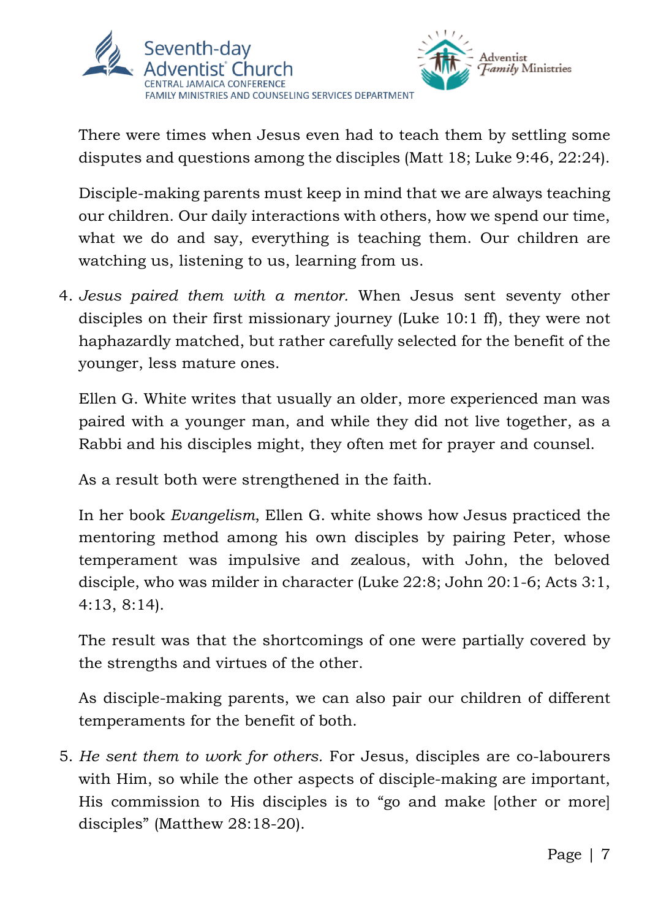There were times when Jesus even had to teach them by settling some disputes and questions among the disciples (Matt 18; Luke 9:46, 22:24).

Disciple-making parents must keep in mind that we are always teaching our children. Our daily interactions with others, how we spend our time, what we do and say, everything is teaching them. Our children are watching us, listening to us, learning from us.

4. *Jesus paired them with a mentor.* When Jesus sent seventy other disciples on their first missionary journey (Luke 10:1 ff), they were not haphazardly matched, but rather carefully selected for the benefit of the younger, less mature ones.

   Ellen G. White writes that usually an older, more experienced man was paired with a younger man, and while they did not live together, as a Rabbi and his disciples might, they often met for prayer and counsel.

   As a result both were strengthened in the faith.

   In her book *Evangelism*, Ellen G. white shows how Jesus practiced the mentoring method among his own disciples by pairing Peter, whose temperament was impulsive and zealous, with John, the beloved disciple, who was milder in character (Luke 22:8; John 20:1-6; Acts 3:1, 4:13, 8:14).

   The result was that the shortcomings of one were partially covered by the strengths and virtues of the other.

   As disciple-making parents, we can also pair our children of different temperaments for the benefit of both.

5. *He sent them to work for others.* For Jesus, disciples are co-labourers with Him, so while the other aspects of disciple-making are important, His commission to His disciples is to "go and make [other or more] disciples" (Matthew 28:18-20).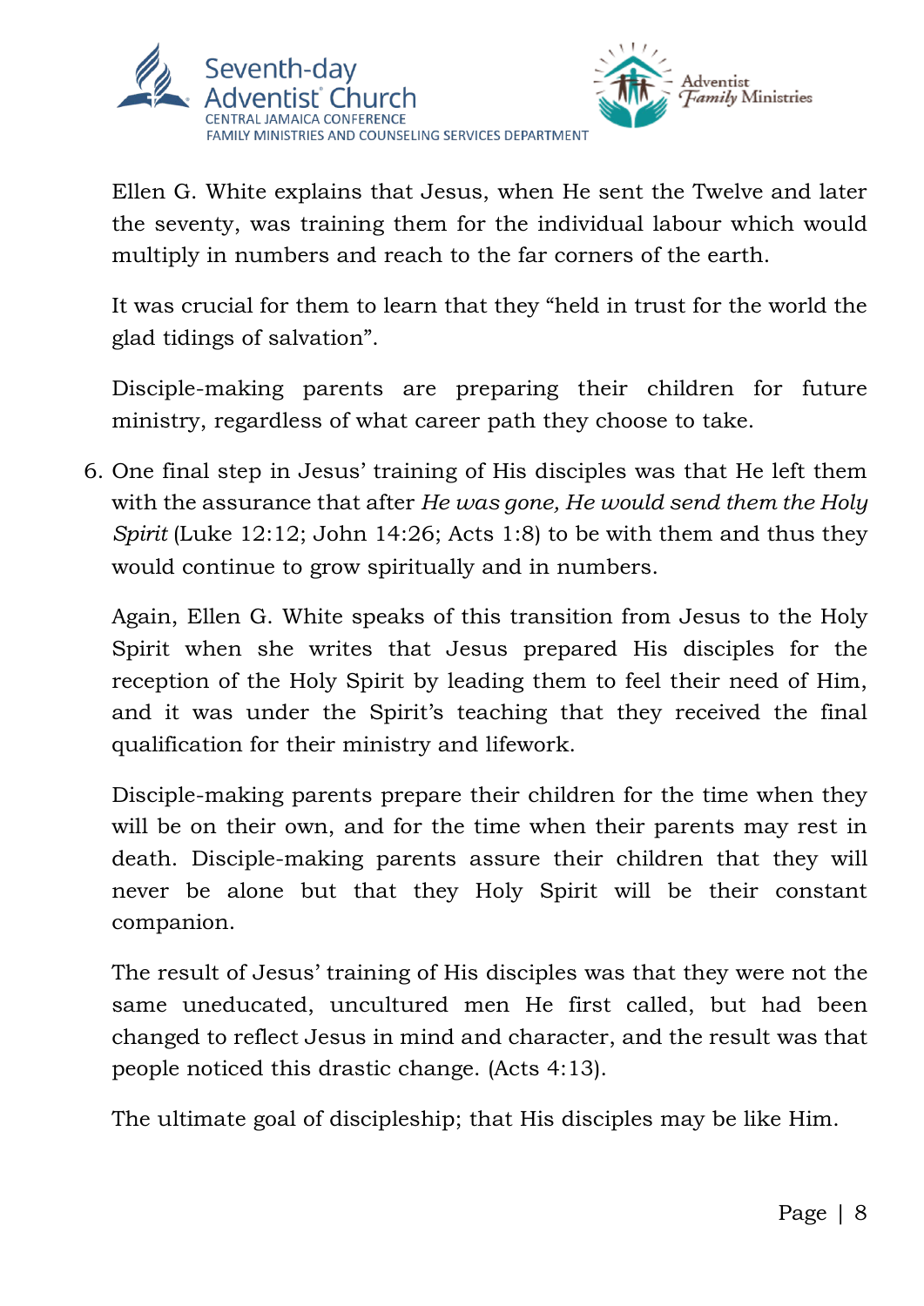Ellen G. White explains that Jesus, when He sent the Twelve and later the seventy, was training them for the individual labour which would multiply in numbers and reach to the far corners of the earth.

It was crucial for them to learn that they "held in trust for the world the glad tidings of salvation".

Disciple-making parents are preparing their children for future ministry, regardless of what career path they choose to take.

6. One final step in Jesus' training of His disciples was that He left them with the assurance that after *He was gone, He would send them the Holy Spirit* (Luke 12:12; John 14:26; Acts 1:8) to be with them and thus they would continue to grow spiritually and in numbers.

   Again, Ellen G. White speaks of this transition from Jesus to the Holy Spirit when she writes that Jesus prepared His disciples for the reception of the Holy Spirit by leading them to feel their need of Him, and it was under the Spirit's teaching that they received the final qualification for their ministry and lifework.

   Disciple-making parents prepare their children for the time when they will be on their own, and for the time when their parents may rest in death. Disciple-making parents assure their children that they will never be alone but that they Holy Spirit will be their constant companion.

   The result of Jesus' training of His disciples was that they were not the same uneducated, uncultured men He first called, but had been changed to reflect Jesus in mind and character, and the result was that people noticed this drastic change. (Acts 4:13).

   The ultimate goal of discipleship; that His disciples may be like Him.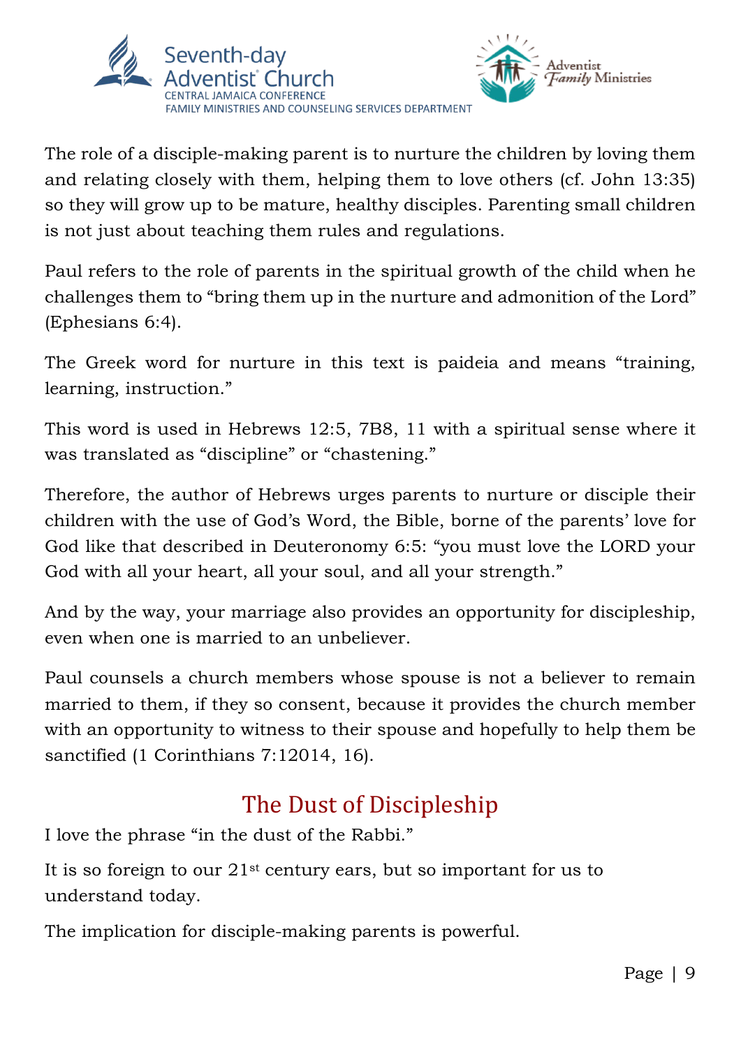The role of a disciple-making parent is to nurture the children by loving them and relating closely with them, helping them to love others (cf. John 13:35) so they will grow up to be mature, healthy disciples. Parenting small children is not just about teaching them rules and regulations.

Paul refers to the role of parents in the spiritual growth of the child when he challenges them to "bring them up in the nurture and admonition of the Lord" (Ephesians 6:4).

The Greek word for nurture in this text is paideia and means "training, learning, instruction."

This word is used in Hebrews 12:5, 7B8, 11 with a spiritual sense where it was translated as "discipline" or "chastening."

Therefore, the author of Hebrews urges parents to nurture or disciple their children with the use of God's Word, the Bible, borne of the parents' love for God like that described in Deuteronomy 6:5: "you must love the LORD your God with all your heart, all your soul, and all your strength."

And by the way, your marriage also provides an opportunity for discipleship, even when one is married to an unbeliever.

Paul counsels a church members whose spouse is not a believer to remain married to them, if they so consent, because it provides the church member with an opportunity to witness to their spouse and hopefully to help them be sanctified (1 Corinthians 7:12014, 16).

## The Dust of Discipleship

I love the phrase "in the dust of the Rabbi."

It is so foreign to our 21st century ears, but so important for us to understand today.

The implication for disciple-making parents is powerful.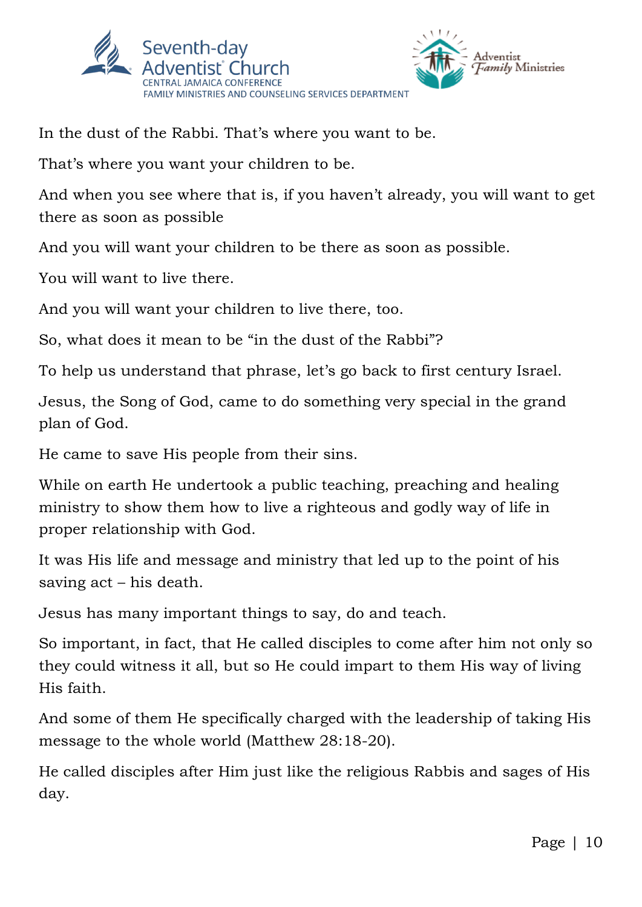In the dust of the Rabbi. That's where you want to be.

That's where you want your children to be.

And when you see where that is, if you haven't already, you will want to get there as soon as possible

And you will want your children to be there as soon as possible.

You will want to live there.

And you will want your children to live there, too.

So, what does it mean to be "in the dust of the Rabbi"?

To help us understand that phrase, let's go back to first century Israel.

Jesus, the Song of God, came to do something very special in the grand plan of God.

He came to save His people from their sins.

While on earth He undertook a public teaching, preaching and healing ministry to show them how to live a righteous and godly way of life in proper relationship with God.

It was His life and message and ministry that led up to the point of his saving act – his death.

Jesus has many important things to say, do and teach.

So important, in fact, that He called disciples to come after him not only so they could witness it all, but so He could impart to them His way of living His faith.

And some of them He specifically charged with the leadership of taking His message to the whole world (Matthew 28:18-20).

He called disciples after Him just like the religious Rabbis and sages of His day.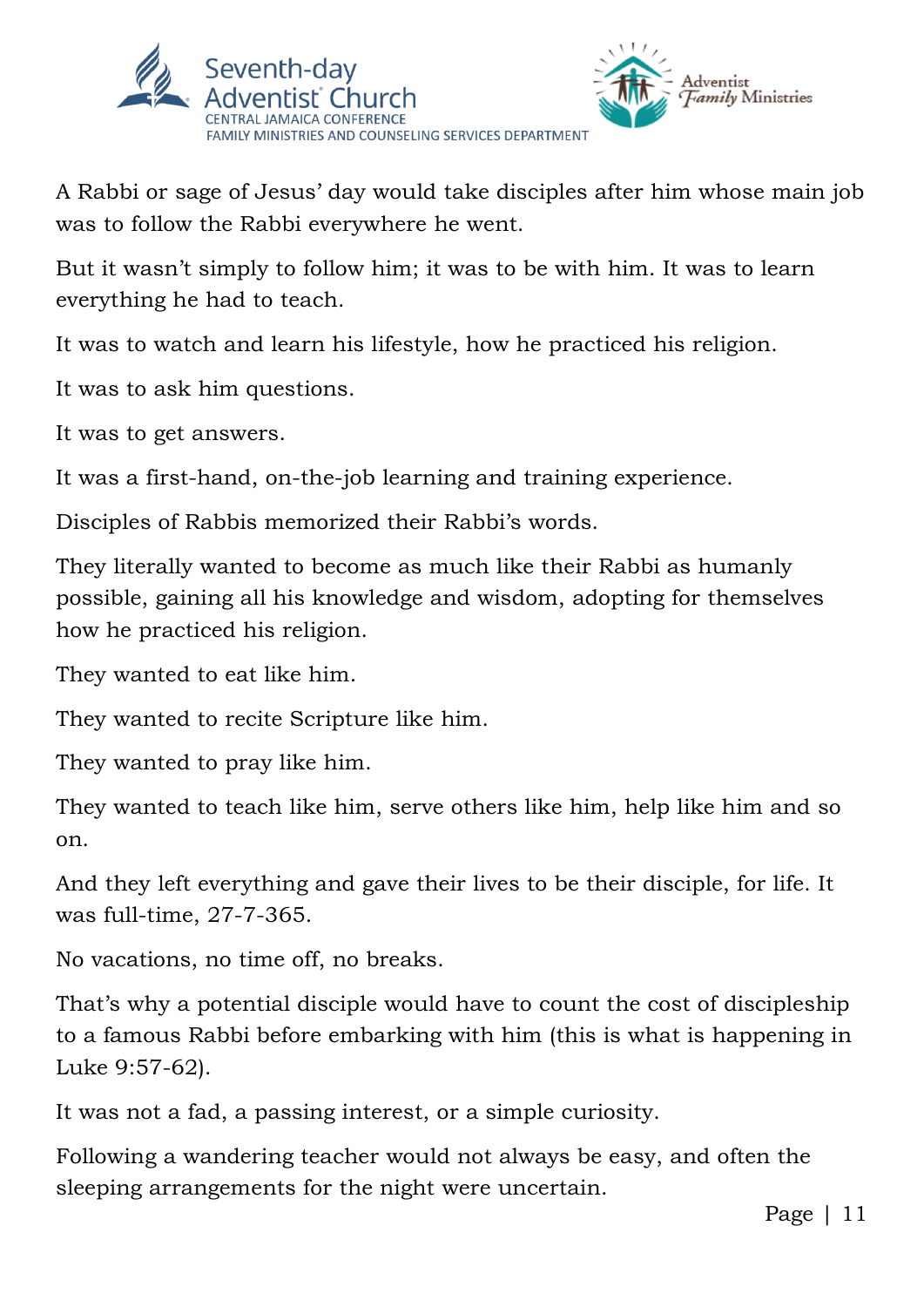A Rabbi or sage of Jesus' day would take disciples after him whose main job was to follow the Rabbi everywhere he went.

But it wasn't simply to follow him; it was to be with him. It was to learn everything he had to teach.

It was to watch and learn his lifestyle, how he practiced his religion.

It was to ask him questions.

It was to get answers.

It was a first-hand, on-the-job learning and training experience.

Disciples of Rabbis memorized their Rabbi's words.

They literally wanted to become as much like their Rabbi as humanly possible, gaining all his knowledge and wisdom, adopting for themselves how he practiced his religion.

They wanted to eat like him.

They wanted to recite Scripture like him.

They wanted to pray like him.

They wanted to teach like him, serve others like him, help like him and so on.

And they left everything and gave their lives to be their disciple, for life. It was full-time, 27-7-365.

No vacations, no time off, no breaks.

That's why a potential disciple would have to count the cost of discipleship to a famous Rabbi before embarking with him (this is what is happening in Luke 9:57-62).

It was not a fad, a passing interest, or a simple curiosity.

Following a wandering teacher would not always be easy, and often the sleeping arrangements for the night were uncertain.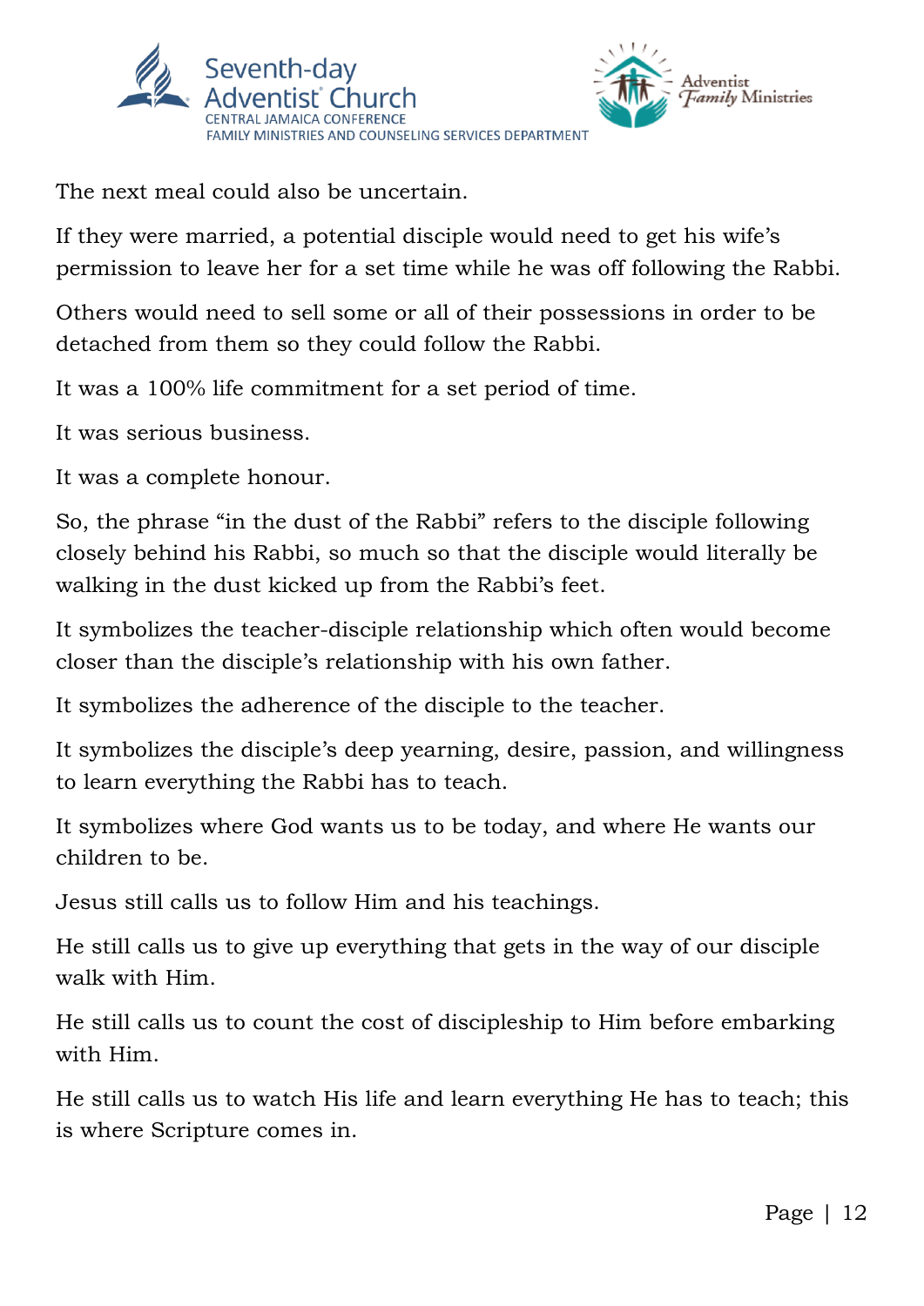The next meal could also be uncertain.

If they were married, a potential disciple would need to get his wife's permission to leave her for a set time while he was off following the Rabbi.

Others would need to sell some or all of their possessions in order to be detached from them so they could follow the Rabbi.

It was a 100% life commitment for a set period of time.

It was serious business.

It was a complete honour.

So, the phrase "in the dust of the Rabbi" refers to the disciple following closely behind his Rabbi, so much so that the disciple would literally be walking in the dust kicked up from the Rabbi's feet.

It symbolizes the teacher-disciple relationship which often would become closer than the disciple's relationship with his own father.

It symbolizes the adherence of the disciple to the teacher.

It symbolizes the disciple's deep yearning, desire, passion, and willingness to learn everything the Rabbi has to teach.

It symbolizes where God wants us to be today, and where He wants our children to be.

Jesus still calls us to follow Him and his teachings.

He still calls us to give up everything that gets in the way of our disciple walk with Him.

He still calls us to count the cost of discipleship to Him before embarking with Him.

He still calls us to watch His life and learn everything He has to teach; this is where Scripture comes in.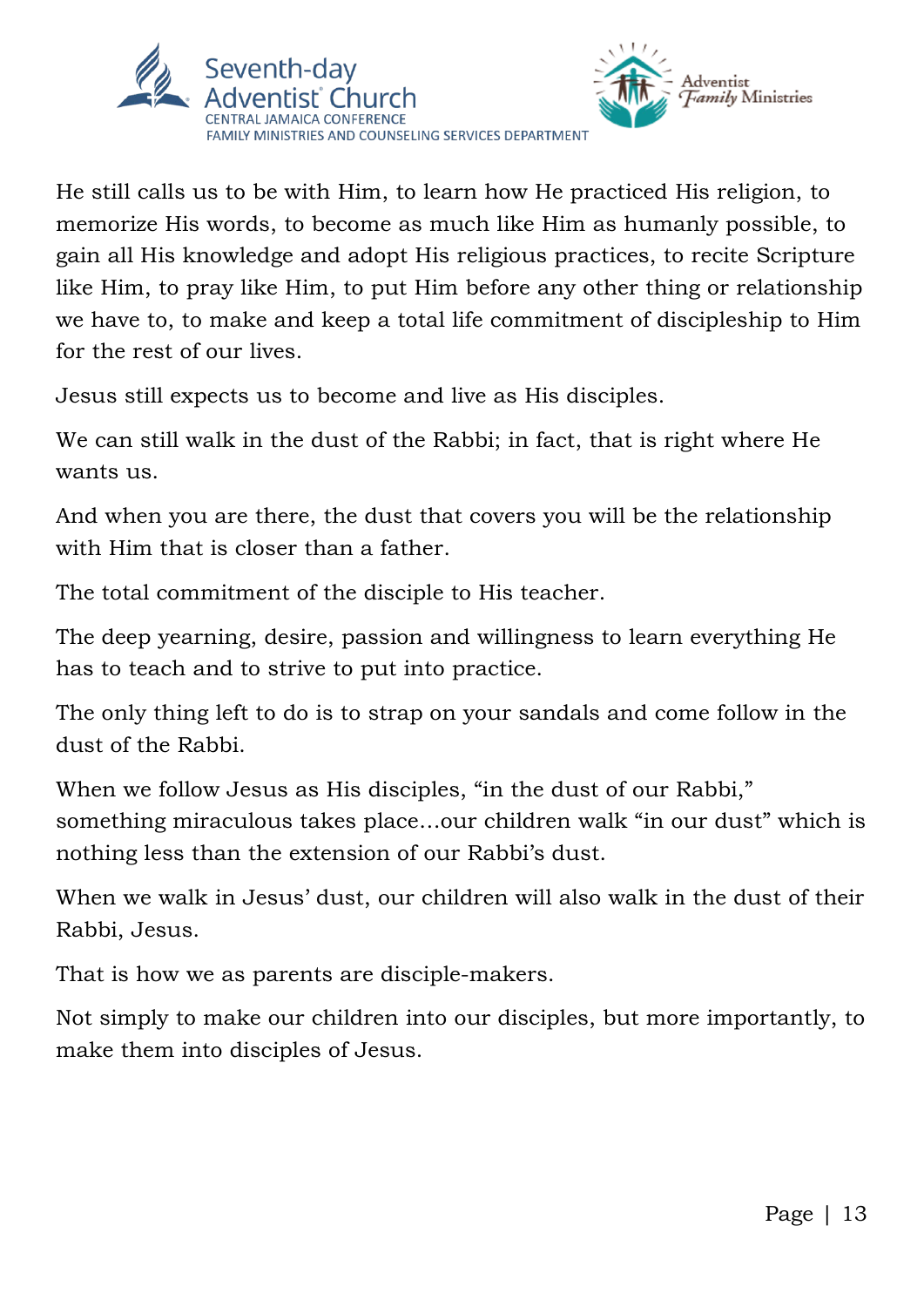He still calls us to be with Him, to learn how He practiced His religion, to memorize His words, to become as much like Him as humanly possible, to gain all His knowledge and adopt His religious practices, to recite Scripture like Him, to pray like Him, to put Him before any other thing or relationship we have to, to make and keep a total life commitment of discipleship to Him for the rest of our lives.

Jesus still expects us to become and live as His disciples.

We can still walk in the dust of the Rabbi; in fact, that is right where He wants us.

And when you are there, the dust that covers you will be the relationship with Him that is closer than a father.

The total commitment of the disciple to His teacher.

The deep yearning, desire, passion and willingness to learn everything He has to teach and to strive to put into practice.

The only thing left to do is to strap on your sandals and come follow in the dust of the Rabbi.

When we follow Jesus as His disciples, "in the dust of our Rabbi," something miraculous takes place…our children walk "in our dust" which is nothing less than the extension of our Rabbi's dust.

When we walk in Jesus' dust, our children will also walk in the dust of their Rabbi, Jesus.

That is how we as parents are disciple-makers.

Not simply to make our children into our disciples, but more importantly, to make them into disciples of Jesus.